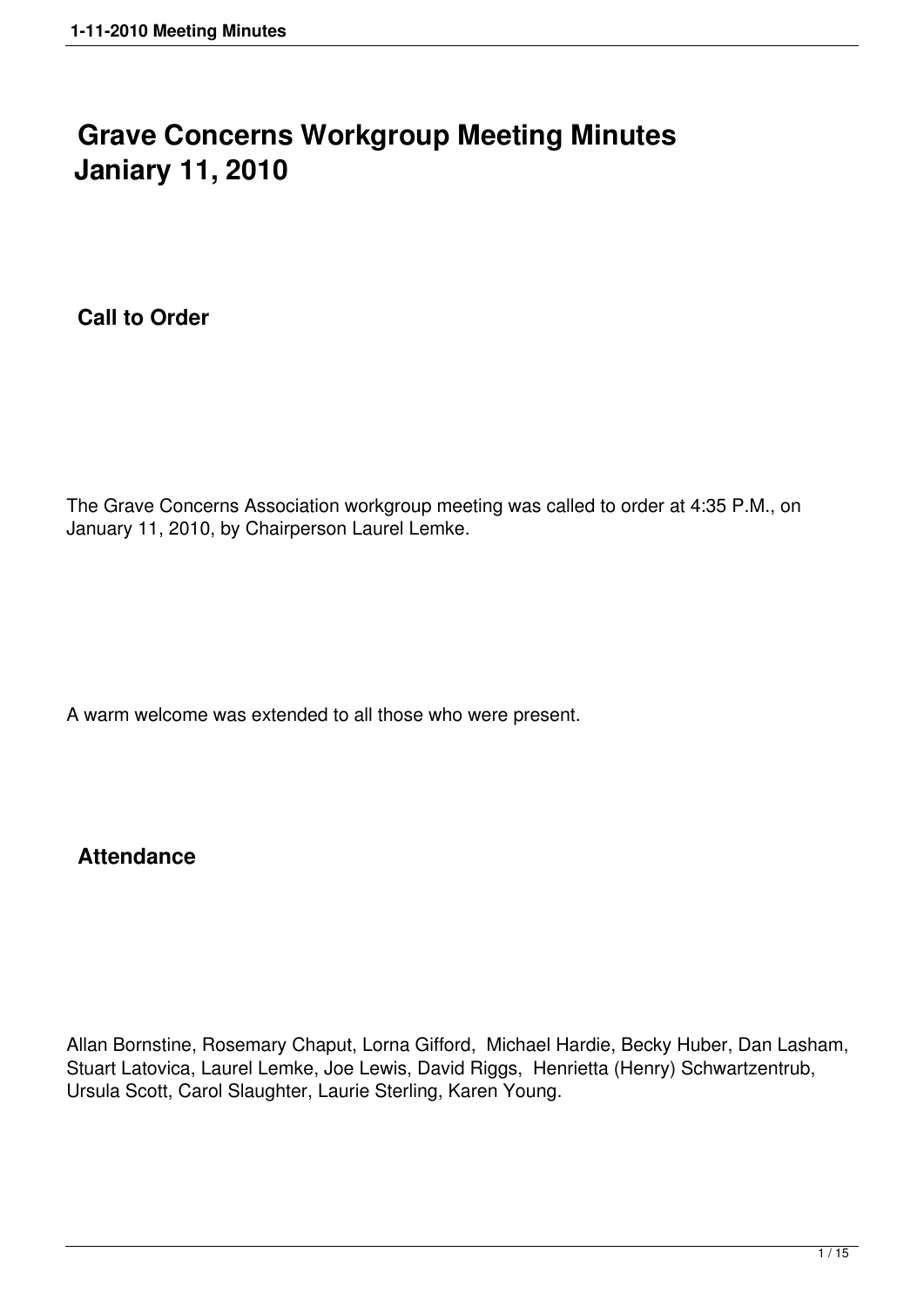# Grave Concerns Workgroup Meeting Minutes
# Janiary 11, 2010

## Call to Order

The Grave Concerns Association workgroup meeting was called to order at 4:35 P.M., on January 11, 2010, by Chairperson Laurel Lemke.

A warm welcome was extended to all those who were present.

## Attendance

Allan Bornstine, Rosemary Chaput, Lorna Gifford, Michael Hardie, Becky Huber, Dan Lasham, Stuart Latovica, Laurel Lemke, Joe Lewis, David Riggs, Henrietta (Henry) Schwartzentrub, Ursula Scott, Carol Slaughter, Laurie Sterling, Karen Young.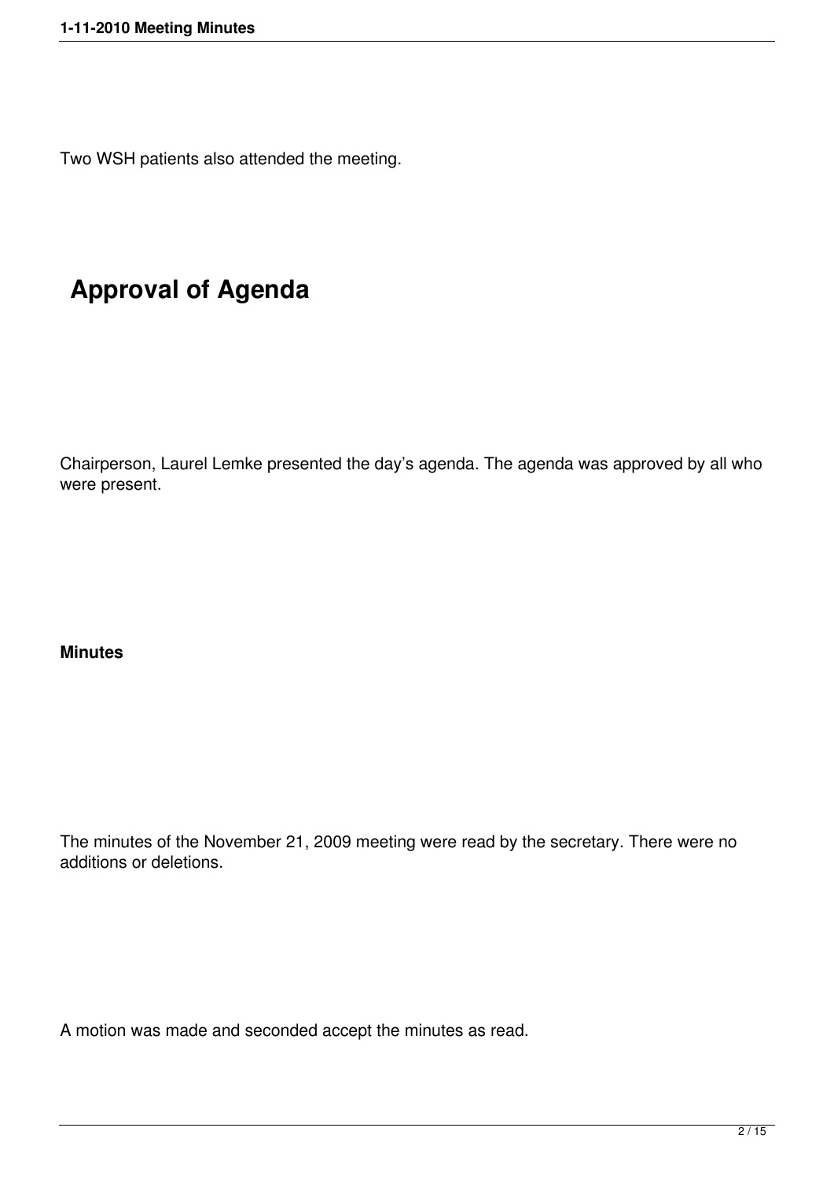Two WSH patients also attended the meeting.

## Approval of Agenda

Chairperson, Laurel Lemke presented the day's agenda. The agenda was approved by all who were present.

**Minutes**

The minutes of the November 21, 2009 meeting were read by the secretary. There were no additions or deletions.

A motion was made and seconded accept the minutes as read.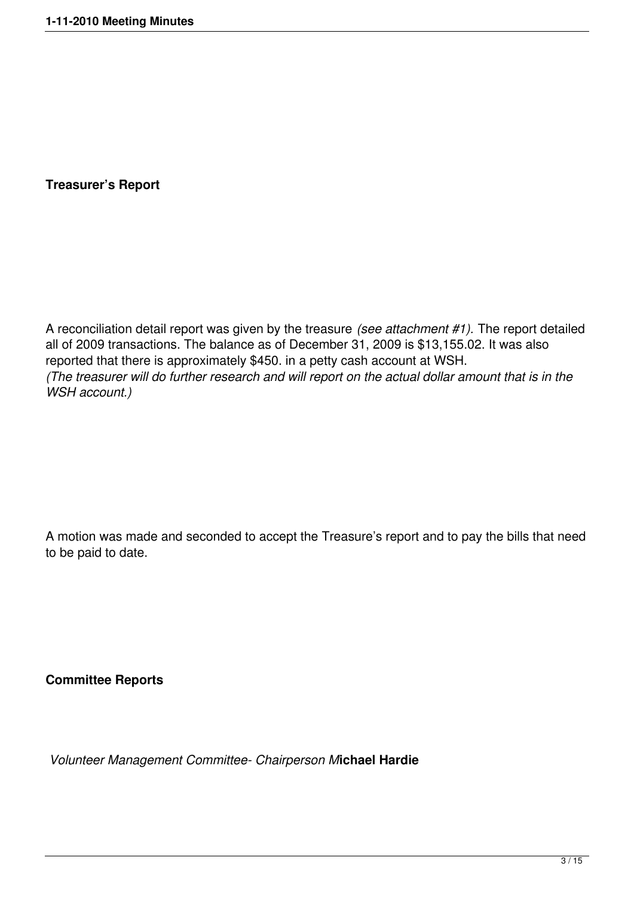**Treasurer's Report**

A reconciliation detail report was given by the treasure *(see attachment #1).* The report detailed all of 2009 transactions. The balance as of December 31, 2009 is $13,155.02. It was also reported that there is approximately $450. in a petty cash account at WSH.
*(The treasurer will do further research and will report on the actual dollar amount that is in the WSH account.)*

A motion was made and seconded to accept the Treasure's report and to pay the bills that need to be paid to date.

**Committee Reports**

*Volunteer Management Committee- Chairperson M***ichael Hardie**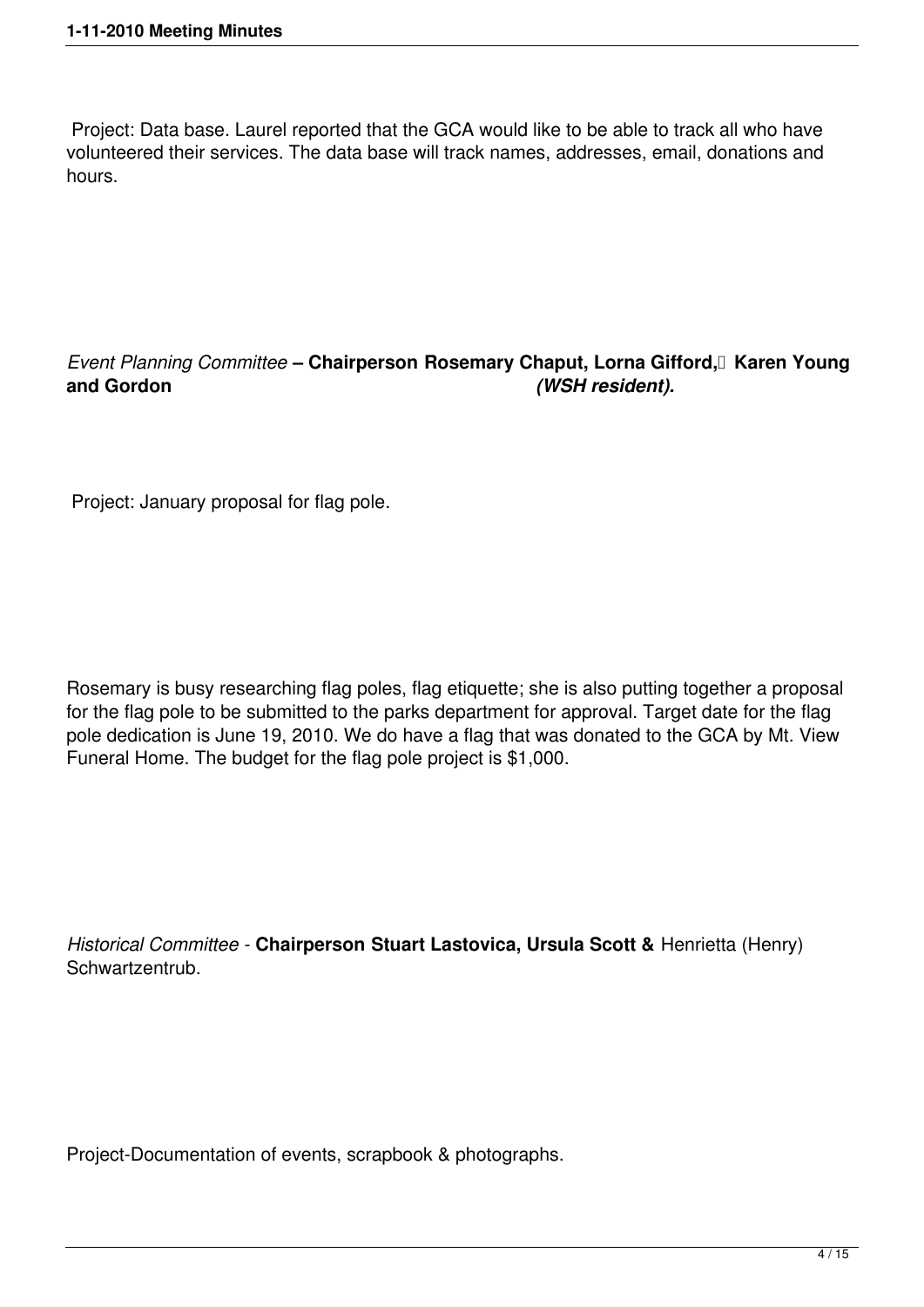Project: Data base. Laurel reported that the GCA would like to be able to track all who have volunteered their services. The data base will track names, addresses, email, donations and hours.

*Event Planning Committee* **– Chairperson Rosemary Chaput, Lorna Gifford, Karen Young and Gordon** ***(WSH resident).***

Project: January proposal for flag pole.

Rosemary is busy researching flag poles, flag etiquette; she is also putting together a proposal for the flag pole to be submitted to the parks department for approval. Target date for the flag pole dedication is June 19, 2010. We do have a flag that was donated to the GCA by Mt. View Funeral Home. The budget for the flag pole project is $1,000.

*Historical Committee* - **Chairperson Stuart Lastovica, Ursula Scott &** Henrietta (Henry) Schwartzentrub.

Project-Documentation of events, scrapbook & photographs.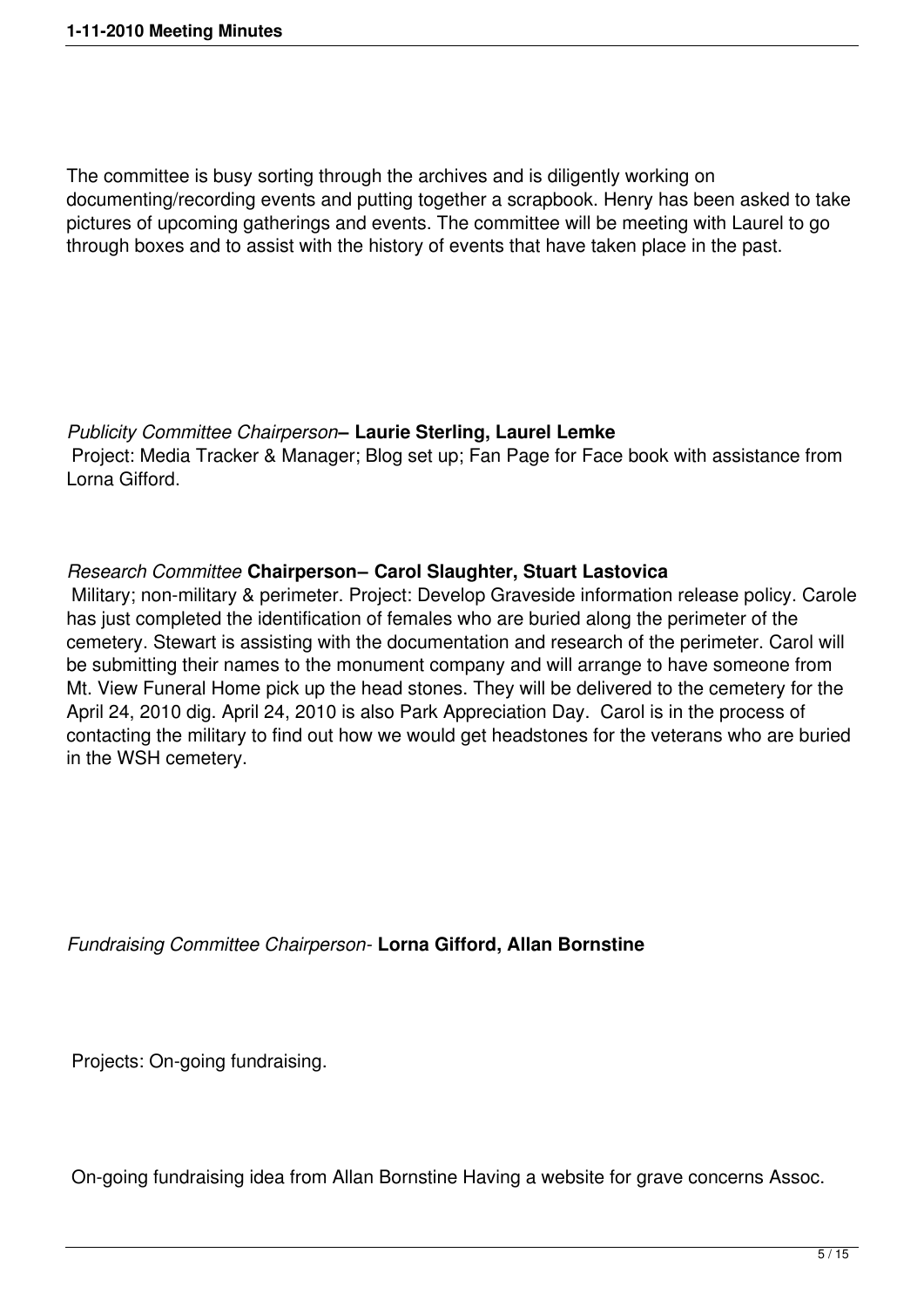The committee is busy sorting through the archives and is diligently working on documenting/recording events and putting together a scrapbook. Henry has been asked to take pictures of upcoming gatherings and events. The committee will be meeting with Laurel to go through boxes and to assist with the history of events that have taken place in the past.

*Publicity Committee Chairperson*– **Laurie Sterling, Laurel Lemke**

Project: Media Tracker & Manager; Blog set up; Fan Page for Face book with assistance from Lorna Gifford.

*Research Committee* **Chairperson– Carol Slaughter, Stuart Lastovica**

Military; non-military & perimeter. Project: Develop Graveside information release policy. Carole has just completed the identification of females who are buried along the perimeter of the cemetery. Stewart is assisting with the documentation and research of the perimeter. Carol will be submitting their names to the monument company and will arrange to have someone from Mt. View Funeral Home pick up the head stones. They will be delivered to the cemetery for the April 24, 2010 dig. April 24, 2010 is also Park Appreciation Day. Carol is in the process of contacting the military to find out how we would get headstones for the veterans who are buried in the WSH cemetery.

*Fundraising Committee Chairperson-* **Lorna Gifford, Allan Bornstine**

Projects: On-going fundraising.

On-going fundraising idea from Allan Bornstine Having a website for grave concerns Assoc.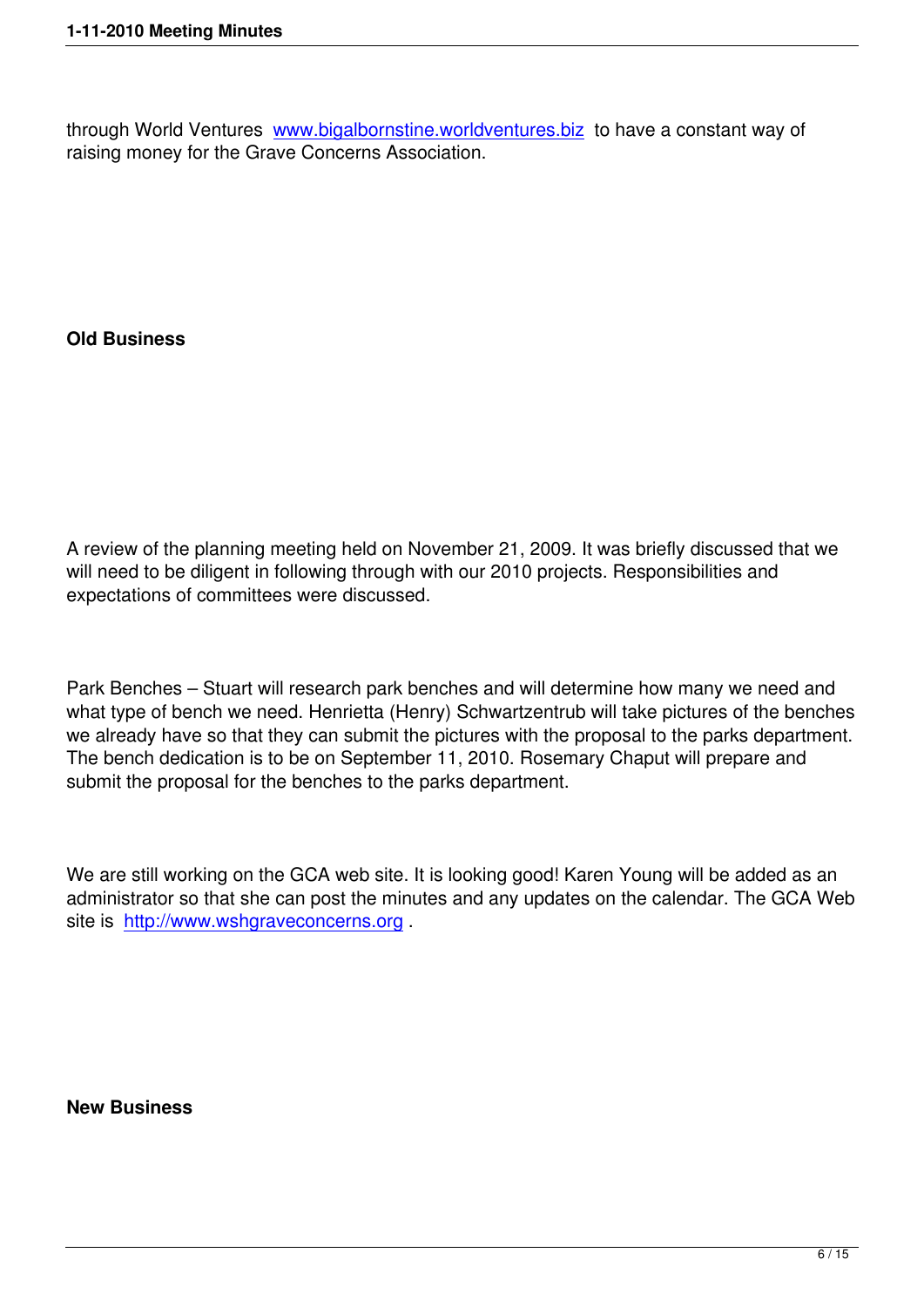through World Ventures [www.bigalbornstine.worldventures.biz](http://www.bigalbornstine.worldventures.biz) to have a constant way of raising money for the Grave Concerns Association.

**Old Business**

A review of the planning meeting held on November 21, 2009. It was briefly discussed that we will need to be diligent in following through with our 2010 projects. Responsibilities and expectations of committees were discussed.

Park Benches – Stuart will research park benches and will determine how many we need and what type of bench we need. Henrietta (Henry) Schwartzentrub will take pictures of the benches we already have so that they can submit the pictures with the proposal to the parks department. The bench dedication is to be on September 11, 2010. Rosemary Chaput will prepare and submit the proposal for the benches to the parks department.

We are still working on the GCA web site. It is looking good! Karen Young will be added as an administrator so that she can post the minutes and any updates on the calendar. The GCA Web site is [http://www.wshgraveconcerns.org](http://www.wshgraveconcerns.org) .

**New Business**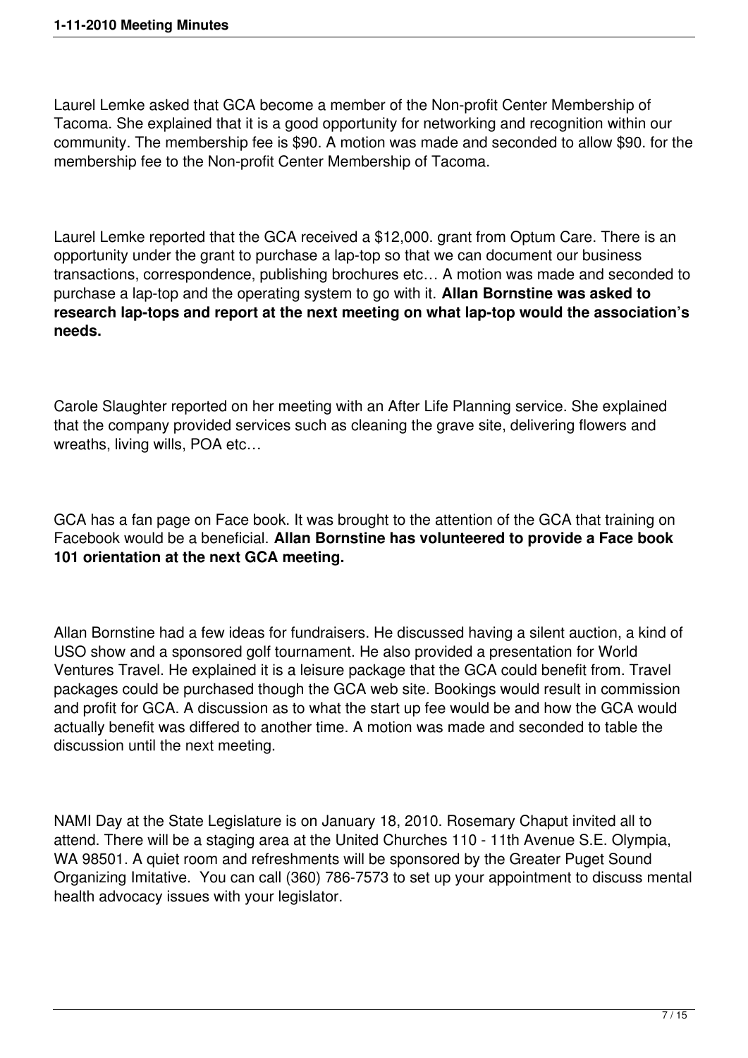Laurel Lemke asked that GCA become a member of the Non-profit Center Membership of Tacoma. She explained that it is a good opportunity for networking and recognition within our community. The membership fee is $90. A motion was made and seconded to allow $90. for the membership fee to the Non-profit Center Membership of Tacoma.

Laurel Lemke reported that the GCA received a $12,000. grant from Optum Care. There is an opportunity under the grant to purchase a lap-top so that we can document our business transactions, correspondence, publishing brochures etc… A motion was made and seconded to purchase a lap-top and the operating system to go with it. **Allan Bornstine was asked to research lap-tops and report at the next meeting on what lap-top would the association's needs.**

Carole Slaughter reported on her meeting with an After Life Planning service. She explained that the company provided services such as cleaning the grave site, delivering flowers and wreaths, living wills, POA etc…

GCA has a fan page on Face book. It was brought to the attention of the GCA that training on Facebook would be a beneficial. **Allan Bornstine has volunteered to provide a Face book 101 orientation at the next GCA meeting.**

Allan Bornstine had a few ideas for fundraisers. He discussed having a silent auction, a kind of USO show and a sponsored golf tournament. He also provided a presentation for World Ventures Travel. He explained it is a leisure package that the GCA could benefit from. Travel packages could be purchased though the GCA web site. Bookings would result in commission and profit for GCA. A discussion as to what the start up fee would be and how the GCA would actually benefit was differed to another time. A motion was made and seconded to table the discussion until the next meeting.

NAMI Day at the State Legislature is on January 18, 2010. Rosemary Chaput invited all to attend. There will be a staging area at the United Churches 110 - 11th Avenue S.E. Olympia, WA 98501. A quiet room and refreshments will be sponsored by the Greater Puget Sound Organizing Imitative. You can call (360) 786-7573 to set up your appointment to discuss mental health advocacy issues with your legislator.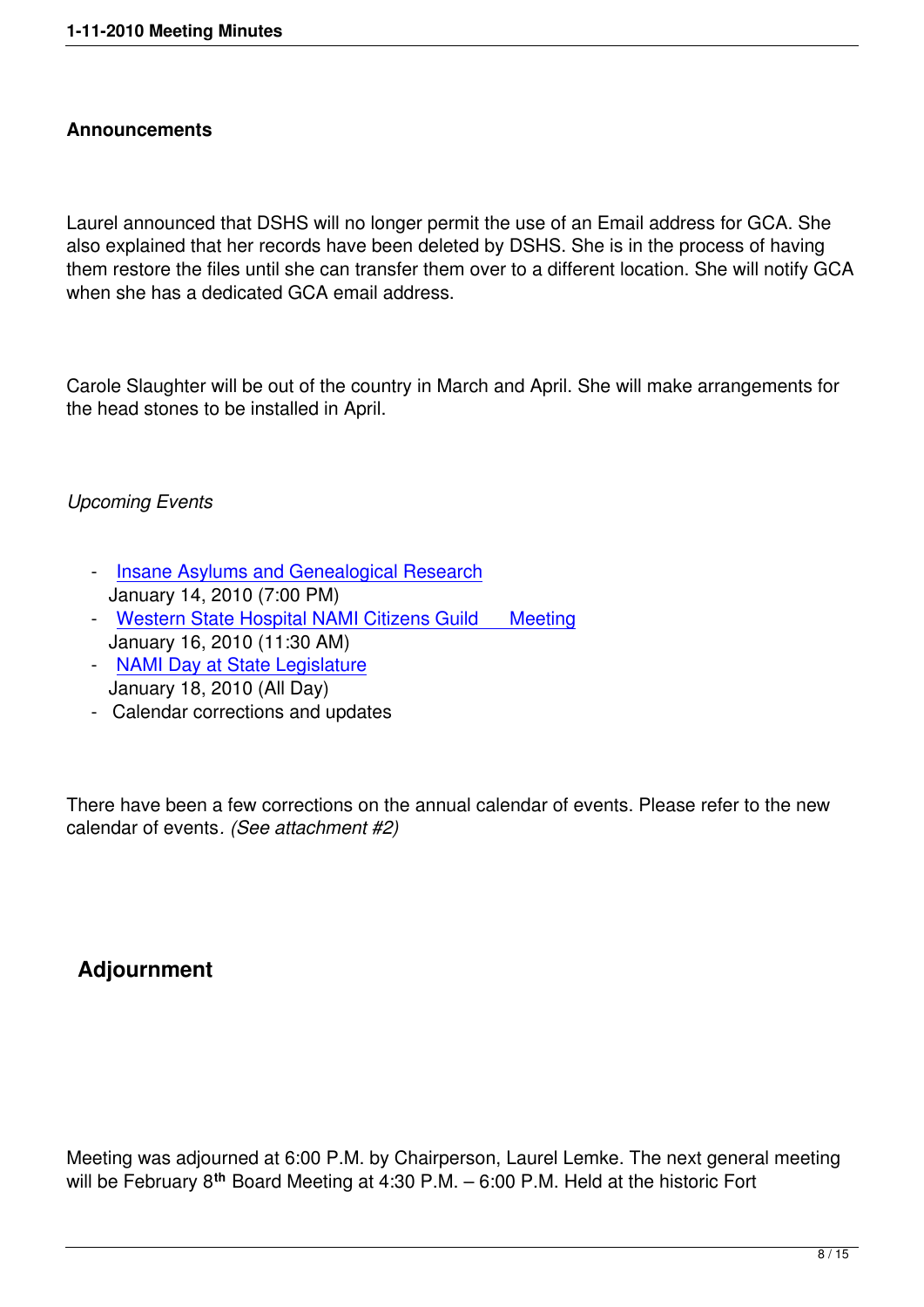**Announcements**

Laurel announced that DSHS will no longer permit the use of an Email address for GCA. She also explained that her records have been deleted by DSHS. She is in the process of having them restore the files until she can transfer them over to a different location. She will notify GCA when she has a dedicated GCA email address.

Carole Slaughter will be out of the country in March and April. She will make arrangements for the head stones to be installed in April.

*Upcoming Events*

- Insane Asylums and Genealogical Research
  January 14, 2010 (7:00 PM)
- Western State Hospital NAMI Citizens Guild Meeting
  January 16, 2010 (11:30 AM)
- NAMI Day at State Legislature
  January 18, 2010 (All Day)
- Calendar corrections and updates

There have been a few corrections on the annual calendar of events. Please refer to the new calendar of events. *(See attachment #2)*

## Adjournment

Meeting was adjourned at 6:00 P.M. by Chairperson, Laurel Lemke. The next general meeting will be February 8th Board Meeting at 4:30 P.M. – 6:00 P.M. Held at the historic Fort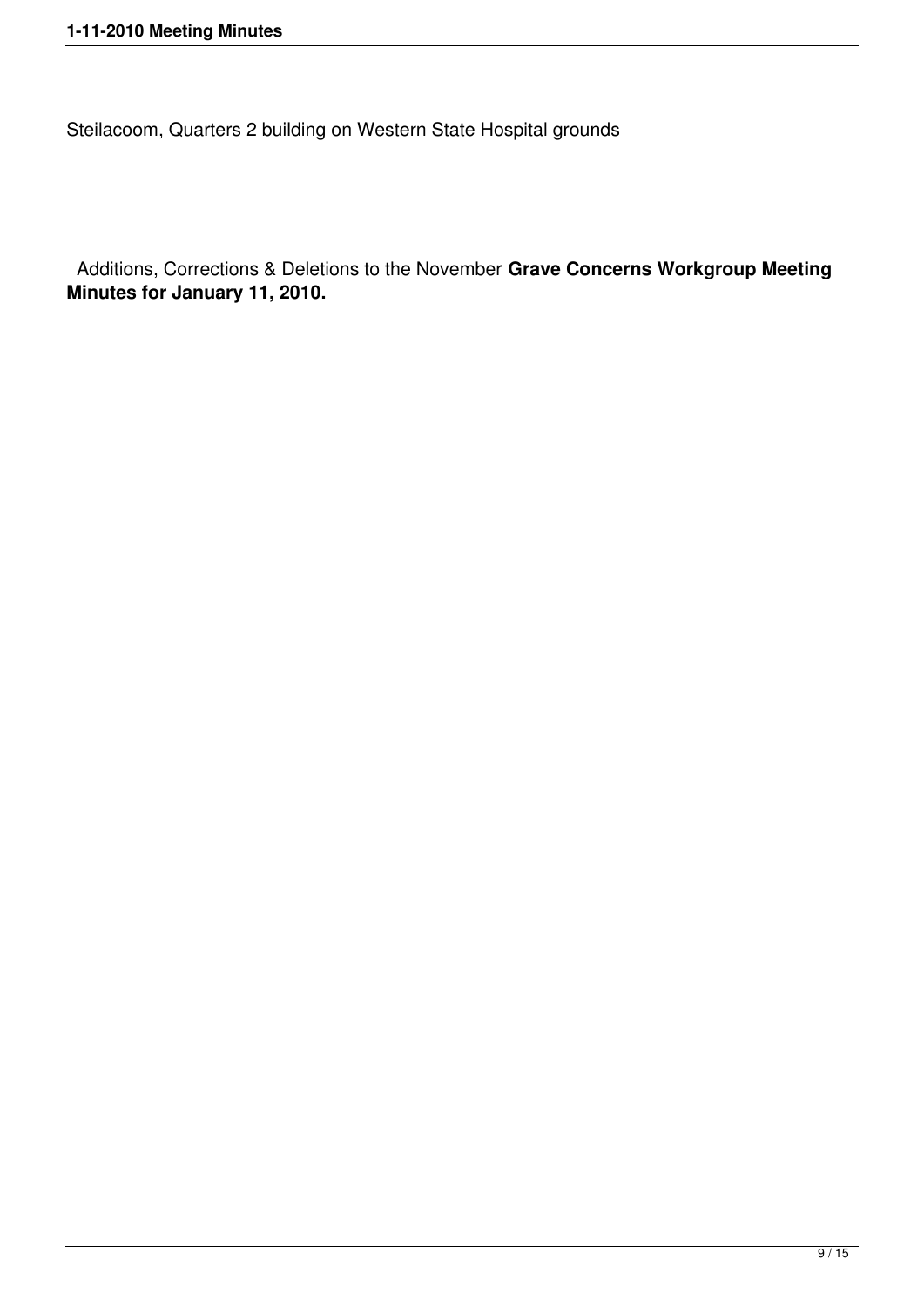Steilacoom, Quarters 2 building on Western State Hospital grounds

Additions, Corrections & Deletions to the November **Grave Concerns Workgroup Meeting Minutes for January 11, 2010.**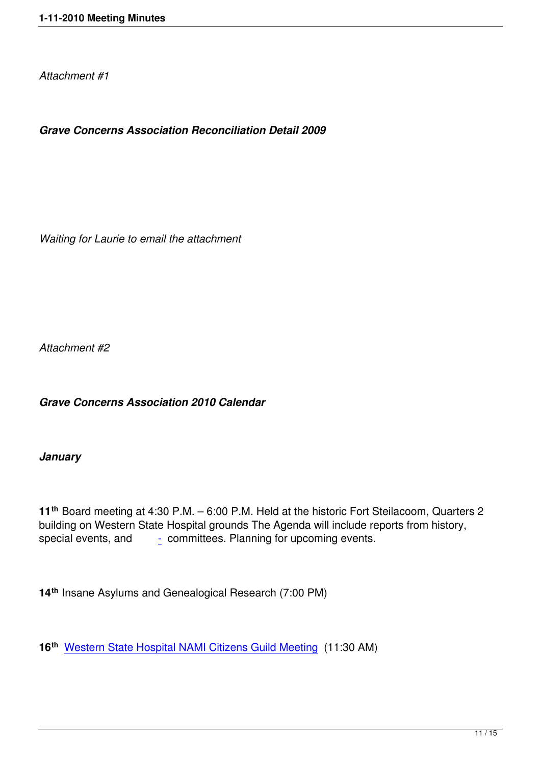*Attachment #1*

***Grave Concerns Association Reconciliation Detail 2009***

*Waiting for Laurie to email the attachment*

*Attachment #2*

***Grave Concerns Association 2010 Calendar***

***January***

**11th** Board meeting at 4:30 P.M. – 6:00 P.M. Held at the historic Fort Steilacoom, Quarters 2 building on Western State Hospital grounds The Agenda will include reports from history, special events, and - committees. Planning for upcoming events.

**14th** Insane Asylums and Genealogical Research (7:00 PM)

**16th** Western State Hospital NAMI Citizens Guild Meeting (11:30 AM)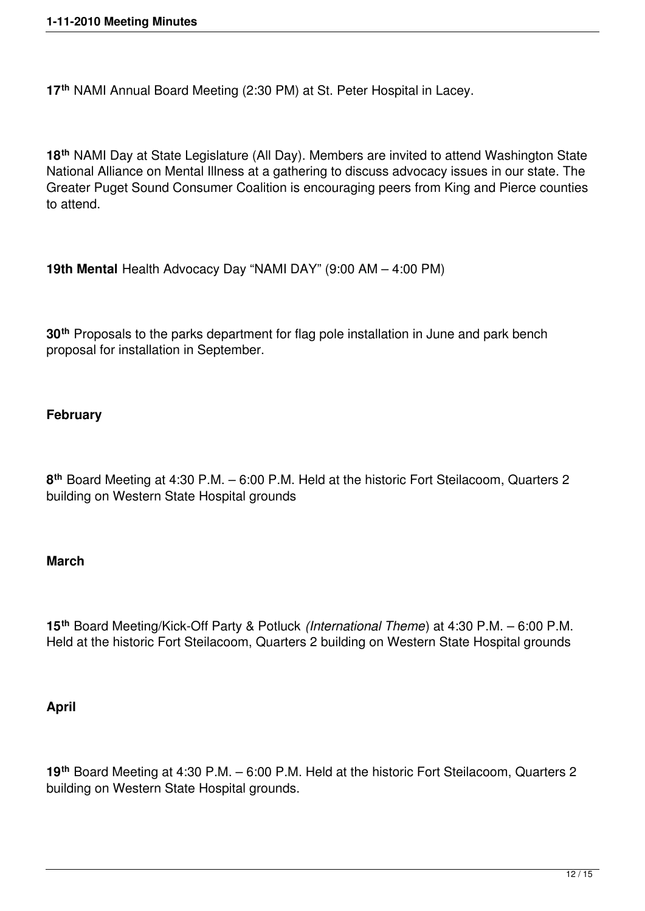**17th** NAMI Annual Board Meeting (2:30 PM) at St. Peter Hospital in Lacey.

**18th** NAMI Day at State Legislature (All Day). Members are invited to attend Washington State National Alliance on Mental Illness at a gathering to discuss advocacy issues in our state. The Greater Puget Sound Consumer Coalition is encouraging peers from King and Pierce counties to attend.

**19th Mental** Health Advocacy Day "NAMI DAY" (9:00 AM – 4:00 PM)

**30th** Proposals to the parks department for flag pole installation in June and park bench proposal for installation in September.

**February**

**8th** Board Meeting at 4:30 P.M. – 6:00 P.M. Held at the historic Fort Steilacoom, Quarters 2 building on Western State Hospital grounds

**March**

**15th** Board Meeting/Kick-Off Party & Potluck *(International Theme*) at 4:30 P.M. – 6:00 P.M. Held at the historic Fort Steilacoom, Quarters 2 building on Western State Hospital grounds

**April**

**19th** Board Meeting at 4:30 P.M. – 6:00 P.M. Held at the historic Fort Steilacoom, Quarters 2 building on Western State Hospital grounds.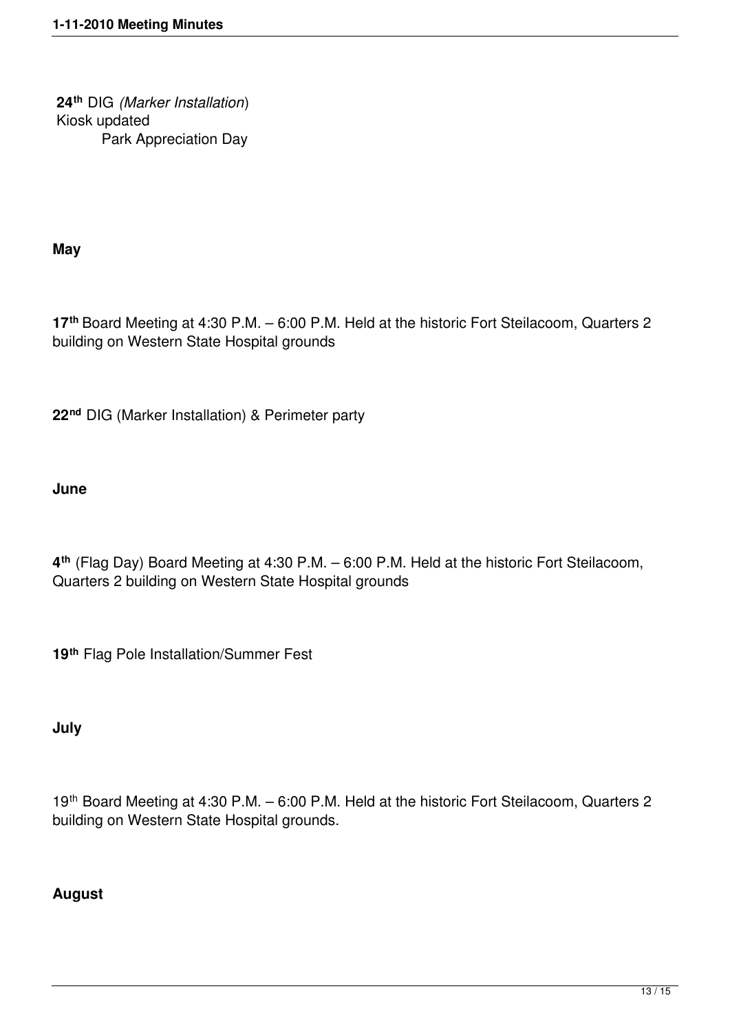**24th** DIG *(Marker Installation)*
Kiosk updated
Park Appreciation Day

**May**

**17th** Board Meeting at 4:30 P.M. – 6:00 P.M. Held at the historic Fort Steilacoom, Quarters 2 building on Western State Hospital grounds

**22nd** DIG (Marker Installation) & Perimeter party

**June**

**4th** (Flag Day) Board Meeting at 4:30 P.M. – 6:00 P.M. Held at the historic Fort Steilacoom, Quarters 2 building on Western State Hospital grounds

**19th** Flag Pole Installation/Summer Fest

**July**

19th Board Meeting at 4:30 P.M. – 6:00 P.M. Held at the historic Fort Steilacoom, Quarters 2 building on Western State Hospital grounds.

**August**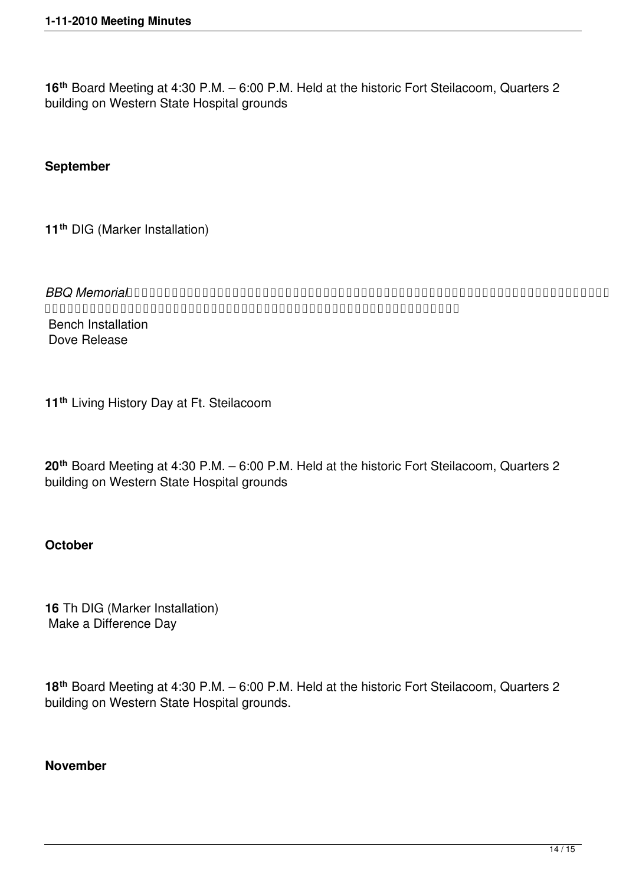**16th** Board Meeting at 4:30 P.M. – 6:00 P.M. Held at the historic Fort Steilacoom, Quarters 2 building on Western State Hospital grounds

**September**

**11th** DIG (Marker Installation)

*BBQ Memorial*

Bench Installation
Dove Release

**11th** Living History Day at Ft. Steilacoom

**20th** Board Meeting at 4:30 P.M. – 6:00 P.M. Held at the historic Fort Steilacoom, Quarters 2 building on Western State Hospital grounds

**October**

**16** Th DIG (Marker Installation)
Make a Difference Day

**18th** Board Meeting at 4:30 P.M. – 6:00 P.M. Held at the historic Fort Steilacoom, Quarters 2 building on Western State Hospital grounds.

**November**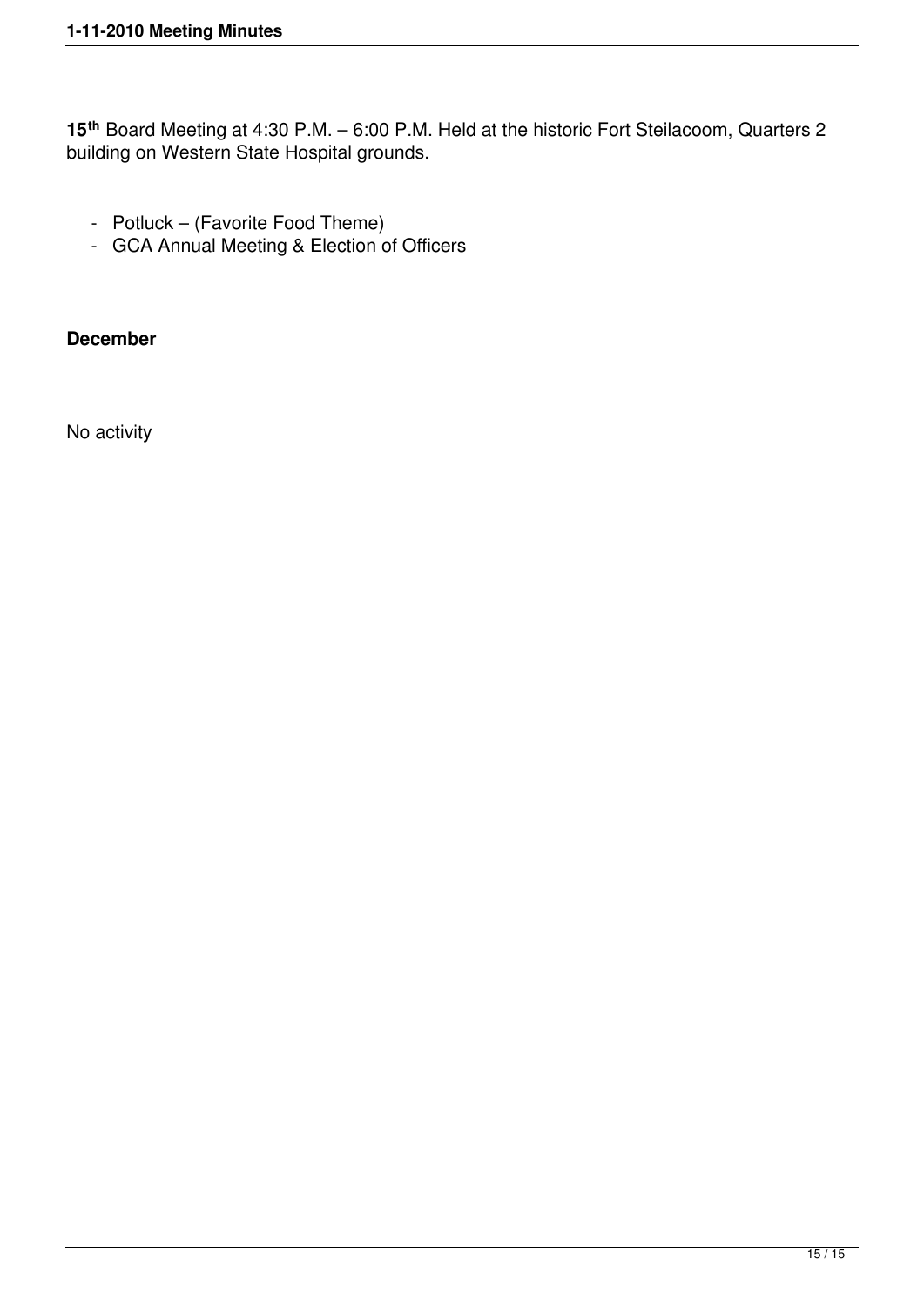**15th** Board Meeting at 4:30 P.M. – 6:00 P.M. Held at the historic Fort Steilacoom, Quarters 2 building on Western State Hospital grounds.

- Potluck – (Favorite Food Theme)
- GCA Annual Meeting & Election of Officers

**December**

No activity